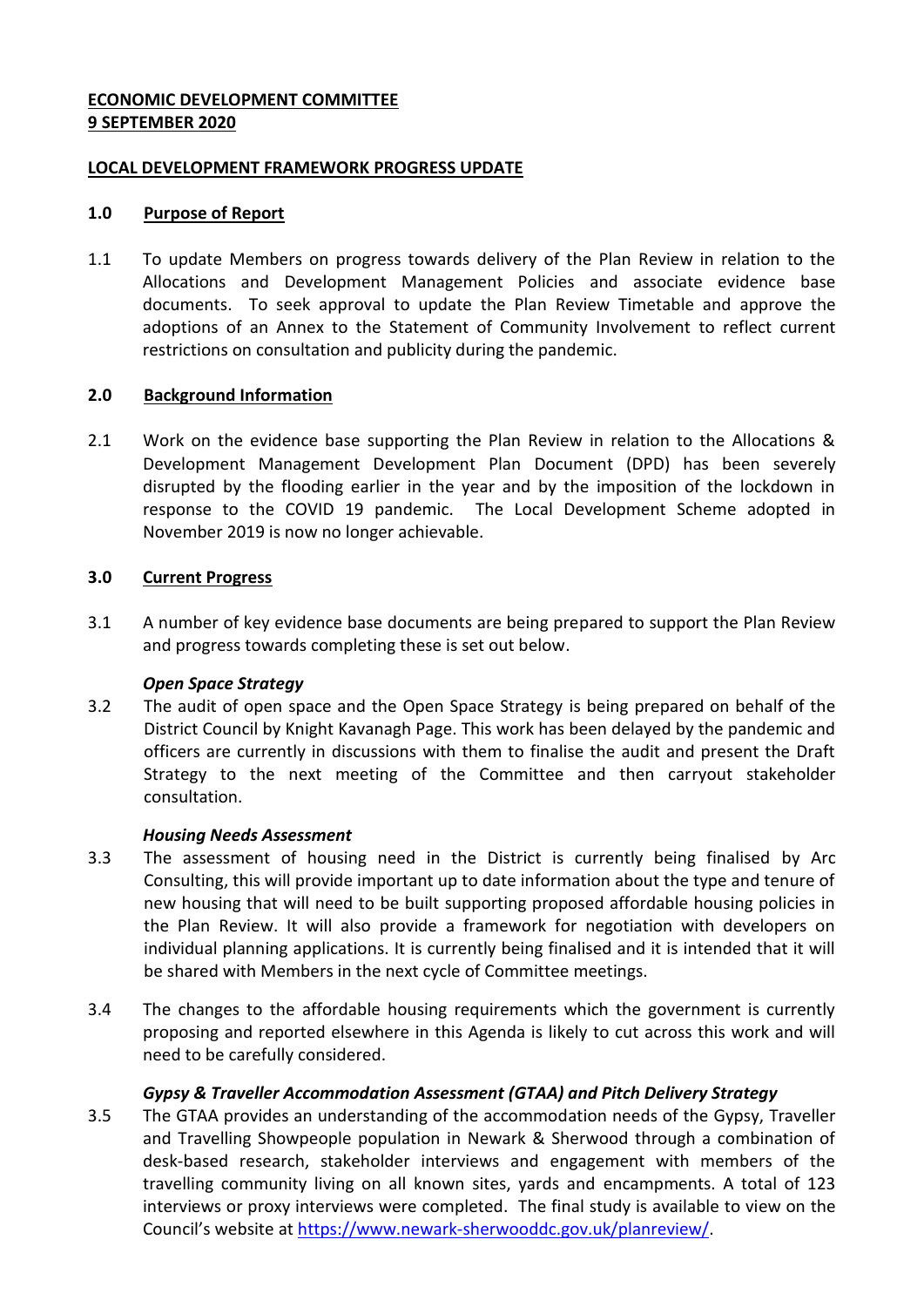**ECONOMIC DEVELOPMENT COMMITTEE**
**9 SEPTEMBER 2020**

**LOCAL DEVELOPMENT FRAMEWORK PROGRESS UPDATE**

## 1.0 Purpose of Report

1.1 To update Members on progress towards delivery of the Plan Review in relation to the Allocations and Development Management Policies and associate evidence base documents. To seek approval to update the Plan Review Timetable and approve the adoptions of an Annex to the Statement of Community Involvement to reflect current restrictions on consultation and publicity during the pandemic.

## 2.0 Background Information

2.1 Work on the evidence base supporting the Plan Review in relation to the Allocations & Development Management Development Plan Document (DPD) has been severely disrupted by the flooding earlier in the year and by the imposition of the lockdown in response to the COVID 19 pandemic. The Local Development Scheme adopted in November 2019 is now no longer achievable.

## 3.0 Current Progress

3.1 A number of key evidence base documents are being prepared to support the Plan Review and progress towards completing these is set out below.

***Open Space Strategy***

3.2 The audit of open space and the Open Space Strategy is being prepared on behalf of the District Council by Knight Kavanagh Page. This work has been delayed by the pandemic and officers are currently in discussions with them to finalise the audit and present the Draft Strategy to the next meeting of the Committee and then carryout stakeholder consultation.

***Housing Needs Assessment***

3.3 The assessment of housing need in the District is currently being finalised by Arc Consulting, this will provide important up to date information about the type and tenure of new housing that will need to be built supporting proposed affordable housing policies in the Plan Review. It will also provide a framework for negotiation with developers on individual planning applications. It is currently being finalised and it is intended that it will be shared with Members in the next cycle of Committee meetings.

3.4 The changes to the affordable housing requirements which the government is currently proposing and reported elsewhere in this Agenda is likely to cut across this work and will need to be carefully considered.

***Gypsy & Traveller Accommodation Assessment (GTAA) and Pitch Delivery Strategy***

3.5 The GTAA provides an understanding of the accommodation needs of the Gypsy, Traveller and Travelling Showpeople population in Newark & Sherwood through a combination of desk-based research, stakeholder interviews and engagement with members of the travelling community living on all known sites, yards and encampments. A total of 123 interviews or proxy interviews were completed. The final study is available to view on the Council's website at https://www.newark-sherwooddc.gov.uk/planreview/.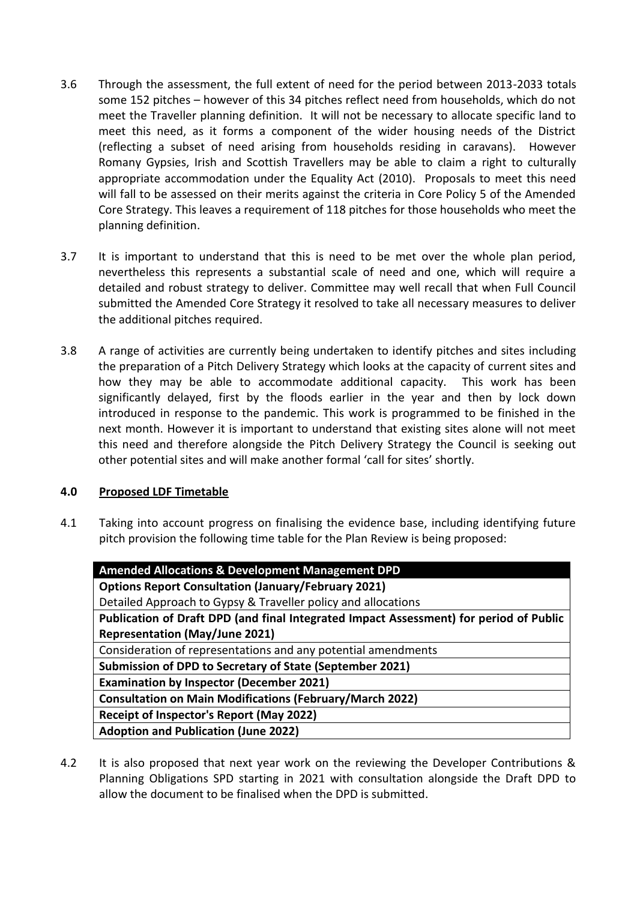3.6 Through the assessment, the full extent of need for the period between 2013-2033 totals some 152 pitches – however of this 34 pitches reflect need from households, which do not meet the Traveller planning definition. It will not be necessary to allocate specific land to meet this need, as it forms a component of the wider housing needs of the District (reflecting a subset of need arising from households residing in caravans). However Romany Gypsies, Irish and Scottish Travellers may be able to claim a right to culturally appropriate accommodation under the Equality Act (2010). Proposals to meet this need will fall to be assessed on their merits against the criteria in Core Policy 5 of the Amended Core Strategy. This leaves a requirement of 118 pitches for those households who meet the planning definition.

3.7 It is important to understand that this is need to be met over the whole plan period, nevertheless this represents a substantial scale of need and one, which will require a detailed and robust strategy to deliver. Committee may well recall that when Full Council submitted the Amended Core Strategy it resolved to take all necessary measures to deliver the additional pitches required.

3.8 A range of activities are currently being undertaken to identify pitches and sites including the preparation of a Pitch Delivery Strategy which looks at the capacity of current sites and how they may be able to accommodate additional capacity. This work has been significantly delayed, first by the floods earlier in the year and then by lock down introduced in response to the pandemic. This work is programmed to be finished in the next month. However it is important to understand that existing sites alone will not meet this need and therefore alongside the Pitch Delivery Strategy the Council is seeking out other potential sites and will make another formal 'call for sites' shortly.

## 4.0 Proposed LDF Timetable

4.1 Taking into account progress on finalising the evidence base, including identifying future pitch provision the following time table for the Plan Review is being proposed:

| **Amended Allocations & Development Management DPD** |
|---|
| **Options Report Consultation (January/February 2021)** |
| Detailed Approach to Gypsy & Traveller policy and allocations |
| **Publication of Draft DPD (and final Integrated Impact Assessment) for period of Public Representation (May/June 2021)** |
| Consideration of representations and any potential amendments |
| **Submission of DPD to Secretary of State (September 2021)** |
| **Examination by Inspector (December 2021)** |
| **Consultation on Main Modifications (February/March 2022)** |
| **Receipt of Inspector's Report (May 2022)** |
| **Adoption and Publication (June 2022)** |

4.2 It is also proposed that next year work on the reviewing the Developer Contributions & Planning Obligations SPD starting in 2021 with consultation alongside the Draft DPD to allow the document to be finalised when the DPD is submitted.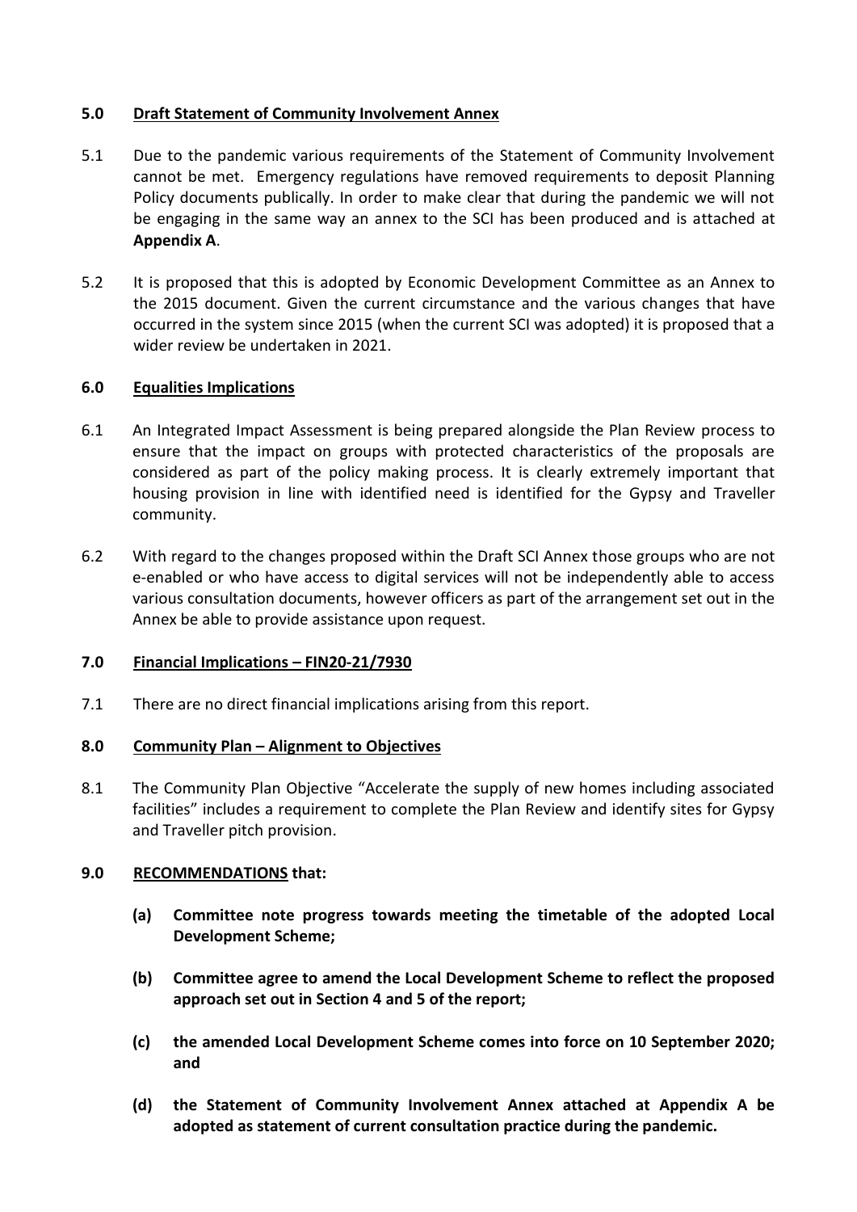## 5.0 Draft Statement of Community Involvement Annex

5.1 Due to the pandemic various requirements of the Statement of Community Involvement cannot be met. Emergency regulations have removed requirements to deposit Planning Policy documents publically. In order to make clear that during the pandemic we will not be engaging in the same way an annex to the SCI has been produced and is attached at **Appendix A**.

5.2 It is proposed that this is adopted by Economic Development Committee as an Annex to the 2015 document. Given the current circumstance and the various changes that have occurred in the system since 2015 (when the current SCI was adopted) it is proposed that a wider review be undertaken in 2021.

## 6.0 Equalities Implications

6.1 An Integrated Impact Assessment is being prepared alongside the Plan Review process to ensure that the impact on groups with protected characteristics of the proposals are considered as part of the policy making process. It is clearly extremely important that housing provision in line with identified need is identified for the Gypsy and Traveller community.

6.2 With regard to the changes proposed within the Draft SCI Annex those groups who are not e-enabled or who have access to digital services will not be independently able to access various consultation documents, however officers as part of the arrangement set out in the Annex be able to provide assistance upon request.

## 7.0 Financial Implications – FIN20-21/7930

7.1 There are no direct financial implications arising from this report.

## 8.0 Community Plan – Alignment to Objectives

8.1 The Community Plan Objective "Accelerate the supply of new homes including associated facilities" includes a requirement to complete the Plan Review and identify sites for Gypsy and Traveller pitch provision.

## 9.0 RECOMMENDATIONS that:

**(a) Committee note progress towards meeting the timetable of the adopted Local Development Scheme;**

**(b) Committee agree to amend the Local Development Scheme to reflect the proposed approach set out in Section 4 and 5 of the report;**

**(c) the amended Local Development Scheme comes into force on 10 September 2020; and**

**(d) the Statement of Community Involvement Annex attached at Appendix A be adopted as statement of current consultation practice during the pandemic.**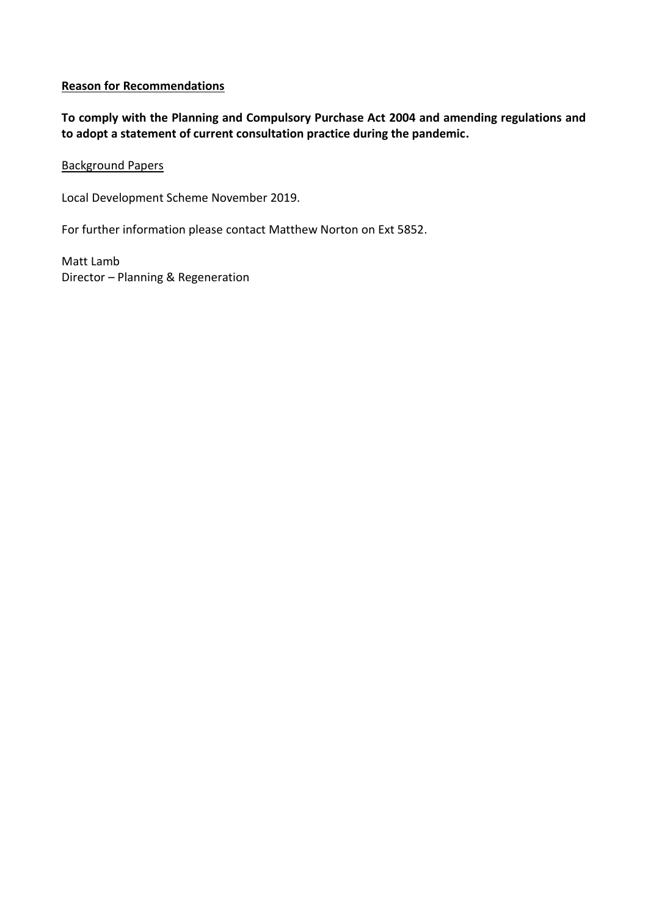**Reason for Recommendations**

**To comply with the Planning and Compulsory Purchase Act 2004 and amending regulations and to adopt a statement of current consultation practice during the pandemic.**

Background Papers

Local Development Scheme November 2019.

For further information please contact Matthew Norton on Ext 5852.

Matt Lamb
Director – Planning & Regeneration